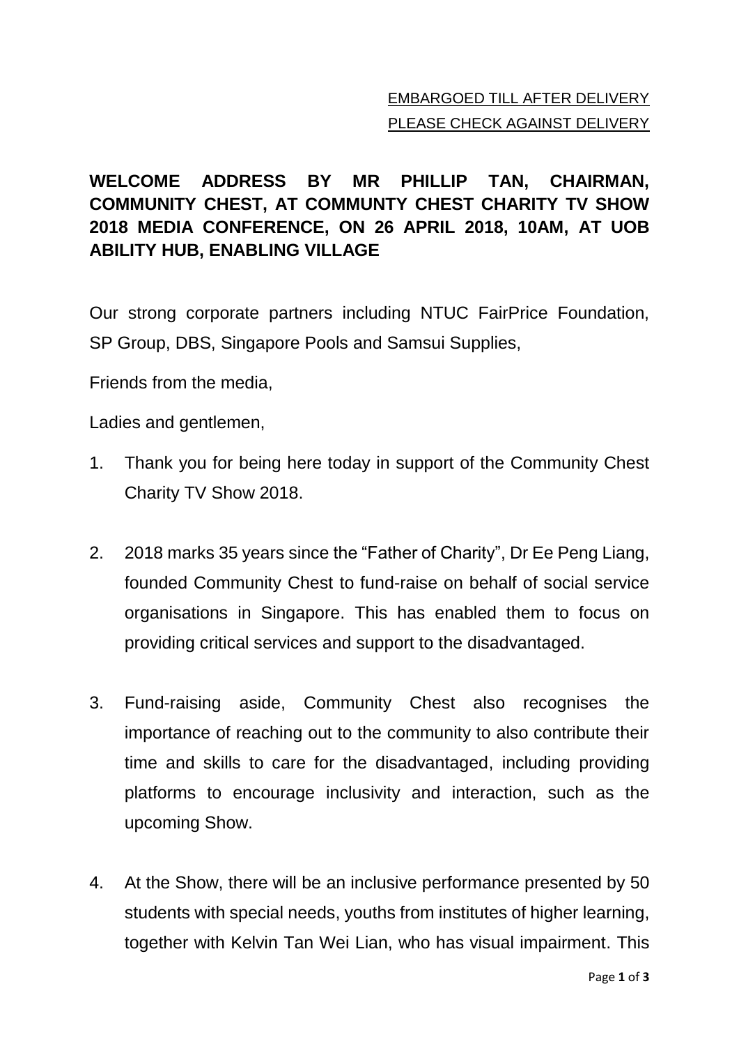EMBARGOED TILL AFTER DELIVERY

PLEASE CHECK AGAINST DELIVERY

**WELCOME ADDRESS BY MR PHILLIP TAN, CHAIRMAN, COMMUNITY CHEST, AT COMMUNTY CHEST CHARITY TV SHOW 2018 MEDIA CONFERENCE, ON 26 APRIL 2018, 10AM, AT UOB ABILITY HUB, ENABLING VILLAGE**

Our strong corporate partners including NTUC FairPrice Foundation, SP Group, DBS, Singapore Pools and Samsui Supplies,

Friends from the media,

Ladies and gentlemen,

1. Thank you for being here today in support of the Community Chest Charity TV Show 2018.

2. 2018 marks 35 years since the "Father of Charity", Dr Ee Peng Liang, founded Community Chest to fund-raise on behalf of social service organisations in Singapore. This has enabled them to focus on providing critical services and support to the disadvantaged.

3. Fund-raising aside, Community Chest also recognises the importance of reaching out to the community to also contribute their time and skills to care for the disadvantaged, including providing platforms to encourage inclusivity and interaction, such as the upcoming Show.

4. At the Show, there will be an inclusive performance presented by 50 students with special needs, youths from institutes of higher learning, together with Kelvin Tan Wei Lian, who has visual impairment. This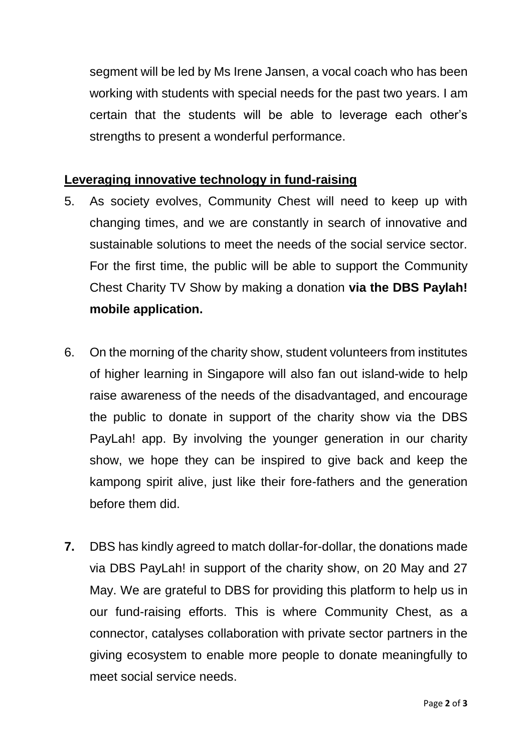segment will be led by Ms Irene Jansen, a vocal coach who has been working with students with special needs for the past two years. I am certain that the students will be able to leverage each other's strengths to present a wonderful performance.

## Leveraging innovative technology in fund-raising

5. As society evolves, Community Chest will need to keep up with changing times, and we are constantly in search of innovative and sustainable solutions to meet the needs of the social service sector. For the first time, the public will be able to support the Community Chest Charity TV Show by making a donation **via the DBS Paylah! mobile application.**

6. On the morning of the charity show, student volunteers from institutes of higher learning in Singapore will also fan out island-wide to help raise awareness of the needs of the disadvantaged, and encourage the public to donate in support of the charity show via the DBS PayLah! app. By involving the younger generation in our charity show, we hope they can be inspired to give back and keep the kampong spirit alive, just like their fore-fathers and the generation before them did.

**7.** DBS has kindly agreed to match dollar-for-dollar, the donations made via DBS PayLah! in support of the charity show, on 20 May and 27 May. We are grateful to DBS for providing this platform to help us in our fund-raising efforts. This is where Community Chest, as a connector, catalyses collaboration with private sector partners in the giving ecosystem to enable more people to donate meaningfully to meet social service needs.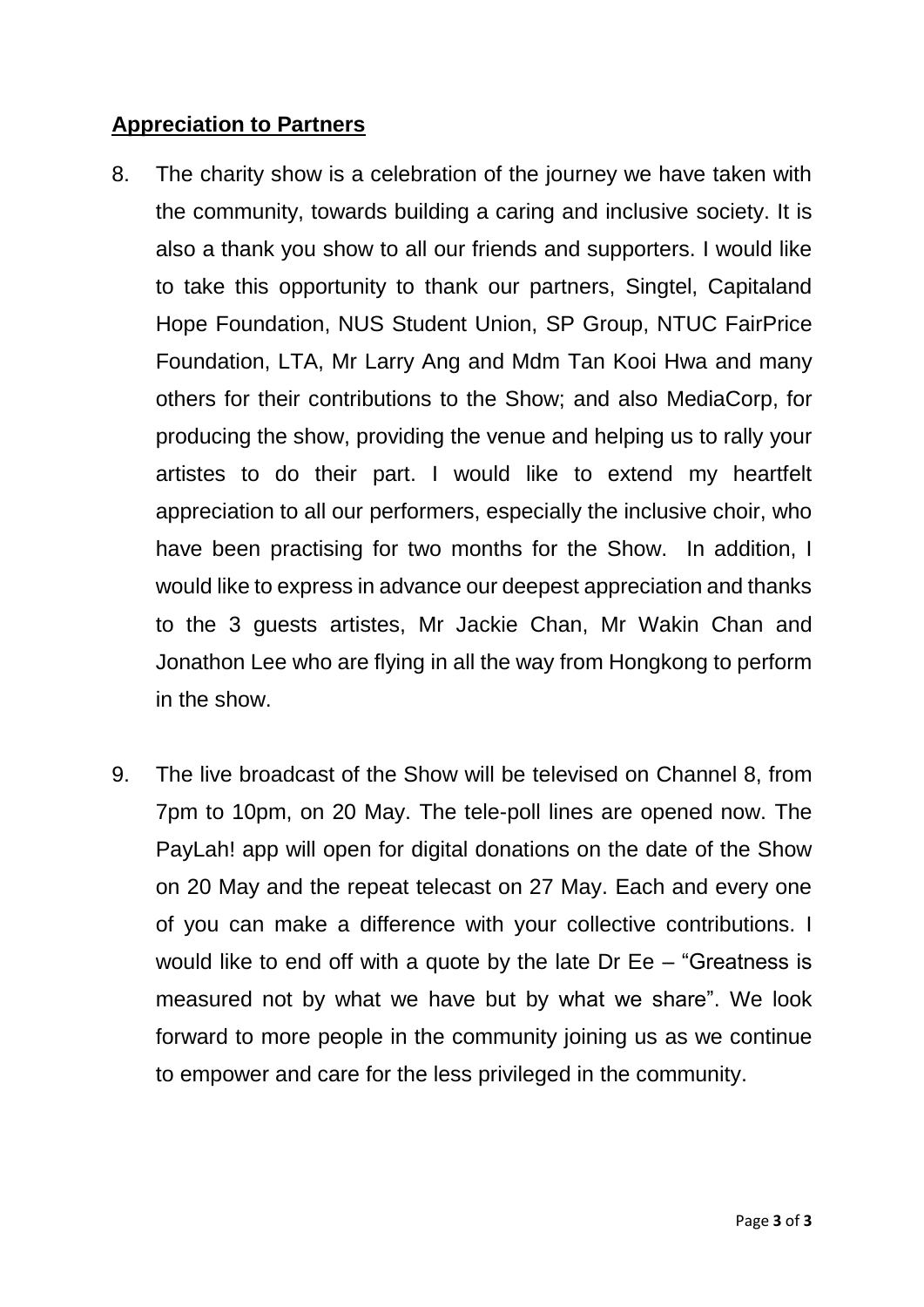**Appreciation to Partners**

8. The charity show is a celebration of the journey we have taken with the community, towards building a caring and inclusive society. It is also a thank you show to all our friends and supporters. I would like to take this opportunity to thank our partners, Singtel, Capitaland Hope Foundation, NUS Student Union, SP Group, NTUC FairPrice Foundation, LTA, Mr Larry Ang and Mdm Tan Kooi Hwa and many others for their contributions to the Show; and also MediaCorp, for producing the show, providing the venue and helping us to rally your artistes to do their part. I would like to extend my heartfelt appreciation to all our performers, especially the inclusive choir, who have been practising for two months for the Show. In addition, I would like to express in advance our deepest appreciation and thanks to the 3 guests artistes, Mr Jackie Chan, Mr Wakin Chan and Jonathon Lee who are flying in all the way from Hongkong to perform in the show.

9. The live broadcast of the Show will be televised on Channel 8, from 7pm to 10pm, on 20 May. The tele-poll lines are opened now. The PayLah! app will open for digital donations on the date of the Show on 20 May and the repeat telecast on 27 May. Each and every one of you can make a difference with your collective contributions. I would like to end off with a quote by the late Dr Ee – "Greatness is measured not by what we have but by what we share". We look forward to more people in the community joining us as we continue to empower and care for the less privileged in the community.